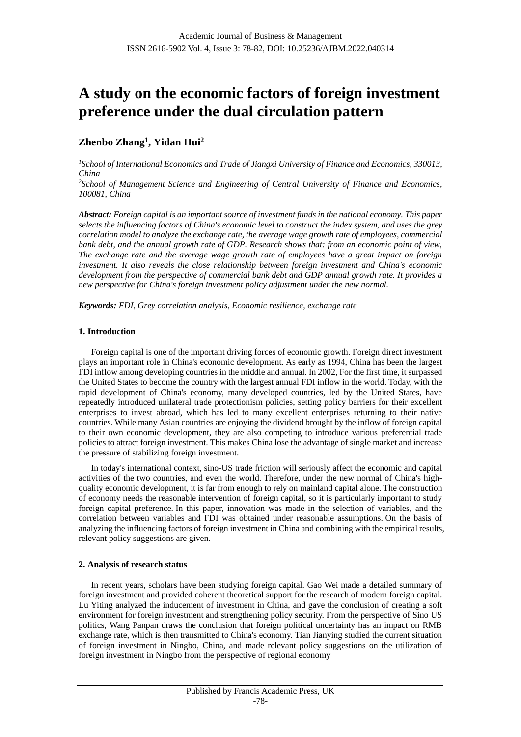# A study on the economic factors of foreign investment preference under the dual circulation pattern

**Zhenbo Zhang[1], Yidan Hui[2]**

*[1]School of International Economics and Trade of Jiangxi University of Finance and Economics, 330013, China*

*[2]School of Management Science and Engineering of Central University of Finance and Economics, 100081, China*

***Abstract:*** *Foreign capital is an important source of investment funds in the national economy. This paper selects the influencing factors of China's economic level to construct the index system, and uses the grey correlation model to analyze the exchange rate, the average wage growth rate of employees, commercial bank debt, and the annual growth rate of GDP. Research shows that: from an economic point of view, The exchange rate and the average wage growth rate of employees have a great impact on foreign investment. It also reveals the close relationship between foreign investment and China's economic development from the perspective of commercial bank debt and GDP annual growth rate. It provides a new perspective for China's foreign investment policy adjustment under the new normal.*

***Keywords:*** *FDI, Grey correlation analysis, Economic resilience, exchange rate*

## 1. Introduction

Foreign capital is one of the important driving forces of economic growth. Foreign direct investment plays an important role in China's economic development. As early as 1994, China has been the largest FDI inflow among developing countries in the middle and annual. In 2002, For the first time, it surpassed the United States to become the country with the largest annual FDI inflow in the world. Today, with the rapid development of China's economy, many developed countries, led by the United States, have repeatedly introduced unilateral trade protectionism policies, setting policy barriers for their excellent enterprises to invest abroad, which has led to many excellent enterprises returning to their native countries. While many Asian countries are enjoying the dividend brought by the inflow of foreign capital to their own economic development, they are also competing to introduce various preferential trade policies to attract foreign investment. This makes China lose the advantage of single market and increase the pressure of stabilizing foreign investment.

In today's international context, sino-US trade friction will seriously affect the economic and capital activities of the two countries, and even the world. Therefore, under the new normal of China's high-quality economic development, it is far from enough to rely on mainland capital alone. The construction of economy needs the reasonable intervention of foreign capital, so it is particularly important to study foreign capital preference. In this paper, innovation was made in the selection of variables, and the correlation between variables and FDI was obtained under reasonable assumptions. On the basis of analyzing the influencing factors of foreign investment in China and combining with the empirical results, relevant policy suggestions are given.

## 2. Analysis of research status

In recent years, scholars have been studying foreign capital. Gao Wei made a detailed summary of foreign investment and provided coherent theoretical support for the research of modern foreign capital. Lu Yiting analyzed the inducement of investment in China, and gave the conclusion of creating a soft environment for foreign investment and strengthening policy security. From the perspective of Sino US politics, Wang Panpan draws the conclusion that foreign political uncertainty has an impact on RMB exchange rate, which is then transmitted to China's economy. Tian Jianying studied the current situation of foreign investment in Ningbo, China, and made relevant policy suggestions on the utilization of foreign investment in Ningbo from the perspective of regional economy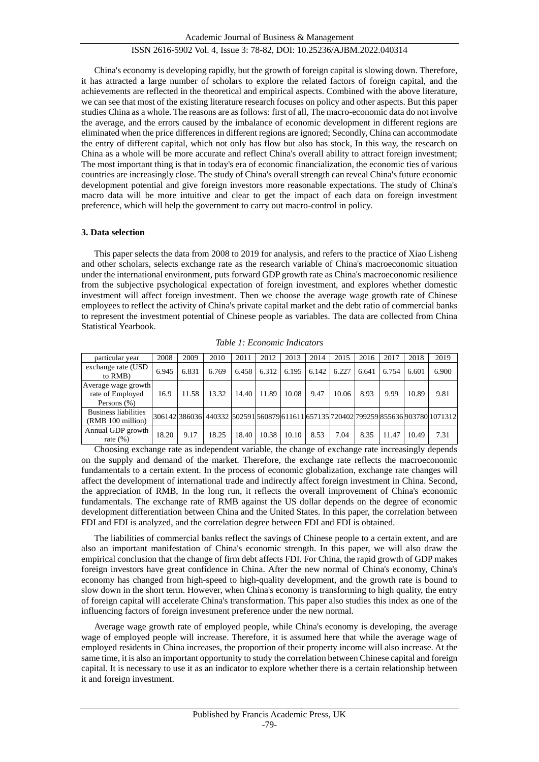China's economy is developing rapidly, but the growth of foreign capital is slowing down. Therefore, it has attracted a large number of scholars to explore the related factors of foreign capital, and the achievements are reflected in the theoretical and empirical aspects. Combined with the above literature, we can see that most of the existing literature research focuses on policy and other aspects. But this paper studies China as a whole. The reasons are as follows: first of all, The macro-economic data do not involve the average, and the errors caused by the imbalance of economic development in different regions are eliminated when the price differences in different regions are ignored; Secondly, China can accommodate the entry of different capital, which not only has flow but also has stock, In this way, the research on China as a whole will be more accurate and reflect China's overall ability to attract foreign investment; The most important thing is that in today's era of economic financialization, the economic ties of various countries are increasingly close. The study of China's overall strength can reveal China's future economic development potential and give foreign investors more reasonable expectations. The study of China's macro data will be more intuitive and clear to get the impact of each data on foreign investment preference, which will help the government to carry out macro-control in policy.

### 3. Data selection

This paper selects the data from 2008 to 2019 for analysis, and refers to the practice of Xiao Lisheng and other scholars, selects exchange rate as the research variable of China's macroeconomic situation under the international environment, puts forward GDP growth rate as China's macroeconomic resilience from the subjective psychological expectation of foreign investment, and explores whether domestic investment will affect foreign investment. Then we choose the average wage growth rate of Chinese employees to reflect the activity of China's private capital market and the debt ratio of commercial banks to represent the investment potential of Chinese people as variables. The data are collected from China Statistical Yearbook.

*Table 1: Economic Indicators*

| particular year | 2008 | 2009 | 2010 | 2011 | 2012 | 2013 | 2014 | 2015 | 2016 | 2017 | 2018 | 2019 |
|---|---|---|---|---|---|---|---|---|---|---|---|---|
| exchange rate (USD to RMB) | 6.945 | 6.831 | 6.769 | 6.458 | 6.312 | 6.195 | 6.142 | 6.227 | 6.641 | 6.754 | 6.601 | 6.900 |
| Average wage growth rate of Employed Persons (%) | 16.9 | 11.58 | 13.32 | 14.40 | 11.89 | 10.08 | 9.47 | 10.06 | 8.93 | 9.99 | 10.89 | 9.81 |
| Business liabilities (RMB 100 million) | 306142 | 386036 | 440332 | 502591 | 560879 | 611611 | 657135 | 720402 | 799259 | 855636 | 903780 | 1071312 |
| Annual GDP growth rate (%) | 18.20 | 9.17 | 18.25 | 18.40 | 10.38 | 10.10 | 8.53 | 7.04 | 8.35 | 11.47 | 10.49 | 7.31 |

Choosing exchange rate as independent variable, the change of exchange rate increasingly depends on the supply and demand of the market. Therefore, the exchange rate reflects the macroeconomic fundamentals to a certain extent. In the process of economic globalization, exchange rate changes will affect the development of international trade and indirectly affect foreign investment in China. Second, the appreciation of RMB, In the long run, it reflects the overall improvement of China's economic fundamentals. The exchange rate of RMB against the US dollar depends on the degree of economic development differentiation between China and the United States. In this paper, the correlation between FDI and FDI is analyzed, and the correlation degree between FDI and FDI is obtained.

The liabilities of commercial banks reflect the savings of Chinese people to a certain extent, and are also an important manifestation of China's economic strength. In this paper, we will also draw the empirical conclusion that the change of firm debt affects FDI. For China, the rapid growth of GDP makes foreign investors have great confidence in China. After the new normal of China's economy, China's economy has changed from high-speed to high-quality development, and the growth rate is bound to slow down in the short term. However, when China's economy is transforming to high quality, the entry of foreign capital will accelerate China's transformation. This paper also studies this index as one of the influencing factors of foreign investment preference under the new normal.

Average wage growth rate of employed people, while China's economy is developing, the average wage of employed people will increase. Therefore, it is assumed here that while the average wage of employed residents in China increases, the proportion of their property income will also increase. At the same time, it is also an important opportunity to study the correlation between Chinese capital and foreign capital. It is necessary to use it as an indicator to explore whether there is a certain relationship between it and foreign investment.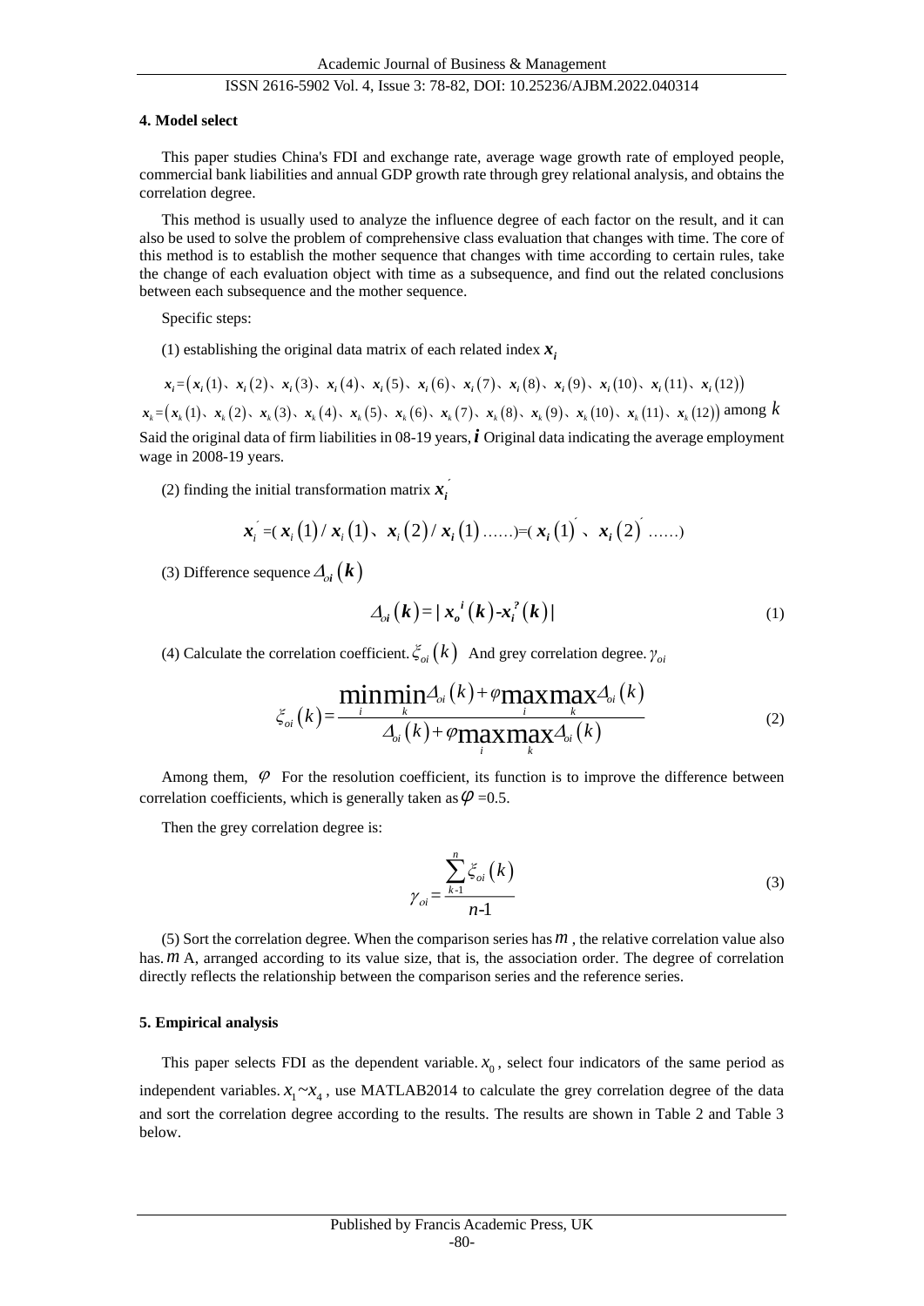### 4. Model select

This paper studies China's FDI and exchange rate, average wage growth rate of employed people, commercial bank liabilities and annual GDP growth rate through grey relational analysis, and obtains the correlation degree.

This method is usually used to analyze the influence degree of each factor on the result, and it can also be used to solve the problem of comprehensive class evaluation that changes with time. The core of this method is to establish the mother sequence that changes with time according to certain rules, take the change of each evaluation object with time as a subsequence, and find out the related conclusions between each subsequence and the mother sequence.

Specific steps:

(1) establishing the original data matrix of each related index $x_i$

$$x_i = (x_i(1)、x_i(2)、x_i(3)、x_i(4)、x_i(5)、x_i(6)、x_i(7)、x_i(8)、x_i(9)、x_i(10)、x_i(11)、x_i(12))$$

$x_k = (x_k(1)、x_k(2)、x_k(3)、x_k(4)、x_k(5)、x_k(6)、x_k(7)、x_k(8)、x_k(9)、x_k(10)、x_k(11)、x_k(12))$ among $k$ Said the original data of firm liabilities in 08-19 years, $i$ Original data indicating the average employment wage in 2008-19 years.

(2) finding the initial transformation matrix $x_i^{'}$

$$x_i^{'} = (x_i(1)/x_i(1)、x_i(2)/x_i(1)……) = (x_i(1)^{'}、x_i(2)^{'}……)$$

(3) Difference sequence $\Delta_{oi}(k)$

$$\Delta_{oi}(k) = |x_o^{i}(k) - x_i^{?}(k)| \tag{1}$$

(4) Calculate the correlation coefficient. $\xi_{oi}(k)$ And grey correlation degree. $\gamma_{oi}$

$$\xi_{oi}(k) = \frac{\min_i \min_k \Delta_{oi}(k) + \varphi \max_i \max_k \Delta_{oi}(k)}{\Delta_{oi}(k) + \varphi \max_i \max_k \Delta_{oi}(k)} \tag{2}$$

Among them, $\varphi$ For the resolution coefficient, its function is to improve the difference between correlation coefficients, which is generally taken as $\varphi$ =0.5.

Then the grey correlation degree is:

$$\gamma_{oi} = \frac{\sum_{k-1}^{n} \xi_{oi}(k)}{n-1} \tag{3}$$

(5) Sort the correlation degree. When the comparison series has $m$ , the relative correlation value also has. $m$ A, arranged according to its value size, that is, the association order. The degree of correlation directly reflects the relationship between the comparison series and the reference series.

### 5. Empirical analysis

This paper selects FDI as the dependent variable. $x_0$ , select four indicators of the same period as independent variables. $x_1 \sim x_4$ , use MATLAB2014 to calculate the grey correlation degree of the data and sort the correlation degree according to the results. The results are shown in Table 2 and Table 3 below.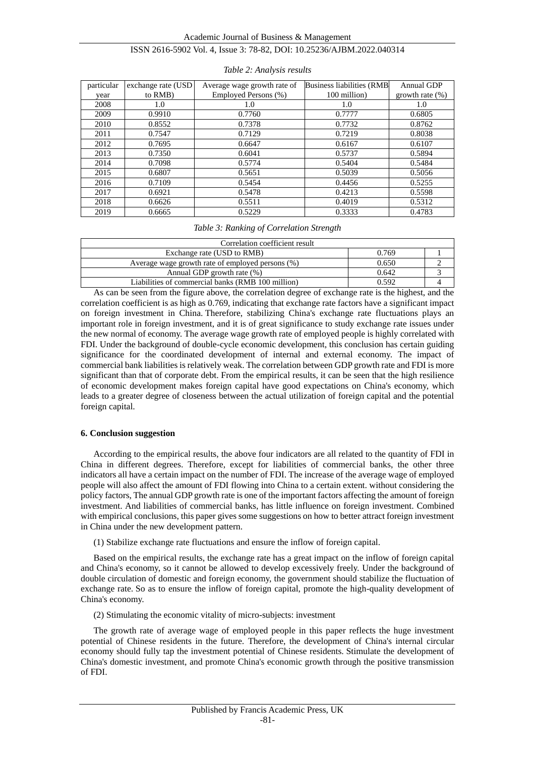*Table 2: Analysis results*

| particular year | exchange rate (USD to RMB) | Average wage growth rate of Employed Persons (%) | Business liabilities (RMB 100 million) | Annual GDP growth rate (%) |
|---|---|---|---|---|
| 2008 | 1.0 | 1.0 | 1.0 | 1.0 |
| 2009 | 0.9910 | 0.7760 | 0.7777 | 0.6805 |
| 2010 | 0.8552 | 0.7378 | 0.7732 | 0.8762 |
| 2011 | 0.7547 | 0.7129 | 0.7219 | 0.8038 |
| 2012 | 0.7695 | 0.6647 | 0.6167 | 0.6107 |
| 2013 | 0.7350 | 0.6041 | 0.5737 | 0.5894 |
| 2014 | 0.7098 | 0.5774 | 0.5404 | 0.5484 |
| 2015 | 0.6807 | 0.5651 | 0.5039 | 0.5056 |
| 2016 | 0.7109 | 0.5454 | 0.4456 | 0.5255 |
| 2017 | 0.6921 | 0.5478 | 0.4213 | 0.5598 |
| 2018 | 0.6626 | 0.5511 | 0.4019 | 0.5312 |
| 2019 | 0.6665 | 0.5229 | 0.3333 | 0.4783 |

*Table 3: Ranking of Correlation Strength*

| Correlation coefficient result | | |
|---|---|---|
| Exchange rate (USD to RMB) | 0.769 | 1 |
| Average wage growth rate of employed persons (%) | 0.650 | 2 |
| Annual GDP growth rate (%) | 0.642 | 3 |
| Liabilities of commercial banks (RMB 100 million) | 0.592 | 4 |

As can be seen from the figure above, the correlation degree of exchange rate is the highest, and the correlation coefficient is as high as 0.769, indicating that exchange rate factors have a significant impact on foreign investment in China. Therefore, stabilizing China's exchange rate fluctuations plays an important role in foreign investment, and it is of great significance to study exchange rate issues under the new normal of economy. The average wage growth rate of employed people is highly correlated with FDI. Under the background of double-cycle economic development, this conclusion has certain guiding significance for the coordinated development of internal and external economy. The impact of commercial bank liabilities is relatively weak. The correlation between GDP growth rate and FDI is more significant than that of corporate debt. From the empirical results, it can be seen that the high resilience of economic development makes foreign capital have good expectations on China's economy, which leads to a greater degree of closeness between the actual utilization of foreign capital and the potential foreign capital.

## 6. Conclusion suggestion

According to the empirical results, the above four indicators are all related to the quantity of FDI in China in different degrees. Therefore, except for liabilities of commercial banks, the other three indicators all have a certain impact on the number of FDI. The increase of the average wage of employed people will also affect the amount of FDI flowing into China to a certain extent. without considering the policy factors, The annual GDP growth rate is one of the important factors affecting the amount of foreign investment. And liabilities of commercial banks, has little influence on foreign investment. Combined with empirical conclusions, this paper gives some suggestions on how to better attract foreign investment in China under the new development pattern.

(1) Stabilize exchange rate fluctuations and ensure the inflow of foreign capital.

Based on the empirical results, the exchange rate has a great impact on the inflow of foreign capital and China's economy, so it cannot be allowed to develop excessively freely. Under the background of double circulation of domestic and foreign economy, the government should stabilize the fluctuation of exchange rate. So as to ensure the inflow of foreign capital, promote the high-quality development of China's economy.

(2) Stimulating the economic vitality of micro-subjects: investment

The growth rate of average wage of employed people in this paper reflects the huge investment potential of Chinese residents in the future. Therefore, the development of China's internal circular economy should fully tap the investment potential of Chinese residents. Stimulate the development of China's domestic investment, and promote China's economic growth through the positive transmission of FDI.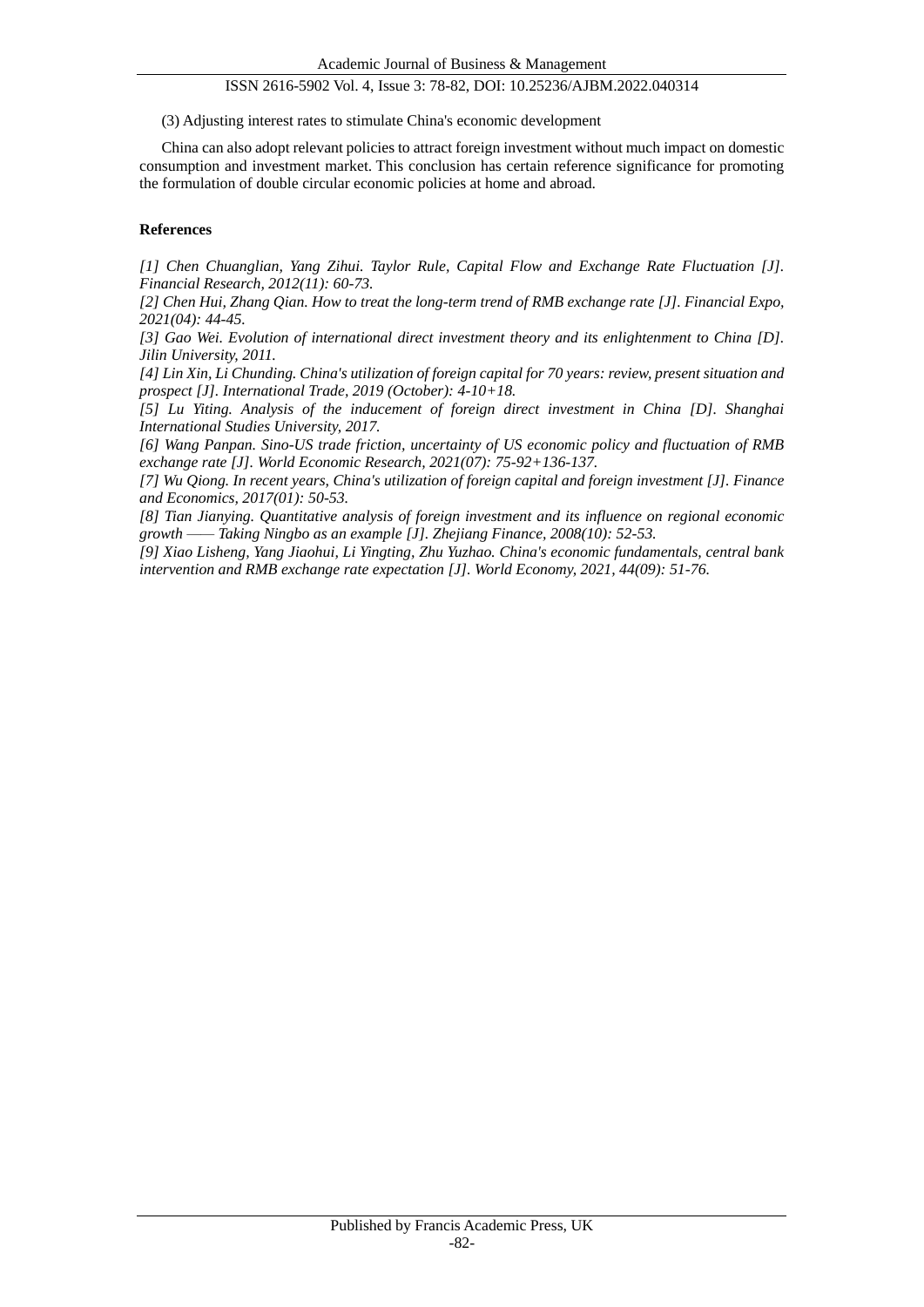(3) Adjusting interest rates to stimulate China's economic development

China can also adopt relevant policies to attract foreign investment without much impact on domestic consumption and investment market. This conclusion has certain reference significance for promoting the formulation of double circular economic policies at home and abroad.

## References

*[1] Chen Chuanglian, Yang Zihui. Taylor Rule, Capital Flow and Exchange Rate Fluctuation [J]. Financial Research, 2012(11): 60-73.*

*[2] Chen Hui, Zhang Qian. How to treat the long-term trend of RMB exchange rate [J]. Financial Expo, 2021(04): 44-45.*

*[3] Gao Wei. Evolution of international direct investment theory and its enlightenment to China [D]. Jilin University, 2011.*

*[4] Lin Xin, Li Chunding. China's utilization of foreign capital for 70 years: review, present situation and prospect [J]. International Trade, 2019 (October): 4-10+18.*

*[5] Lu Yiting. Analysis of the inducement of foreign direct investment in China [D]. Shanghai International Studies University, 2017.*

*[6] Wang Panpan. Sino-US trade friction, uncertainty of US economic policy and fluctuation of RMB exchange rate [J]. World Economic Research, 2021(07): 75-92+136-137.*

*[7] Wu Qiong. In recent years, China's utilization of foreign capital and foreign investment [J]. Finance and Economics, 2017(01): 50-53.*

*[8] Tian Jianying. Quantitative analysis of foreign investment and its influence on regional economic growth —— Taking Ningbo as an example [J]. Zhejiang Finance, 2008(10): 52-53.*

*[9] Xiao Lisheng, Yang Jiaohui, Li Yingting, Zhu Yuzhao. China's economic fundamentals, central bank intervention and RMB exchange rate expectation [J]. World Economy, 2021, 44(09): 51-76.*